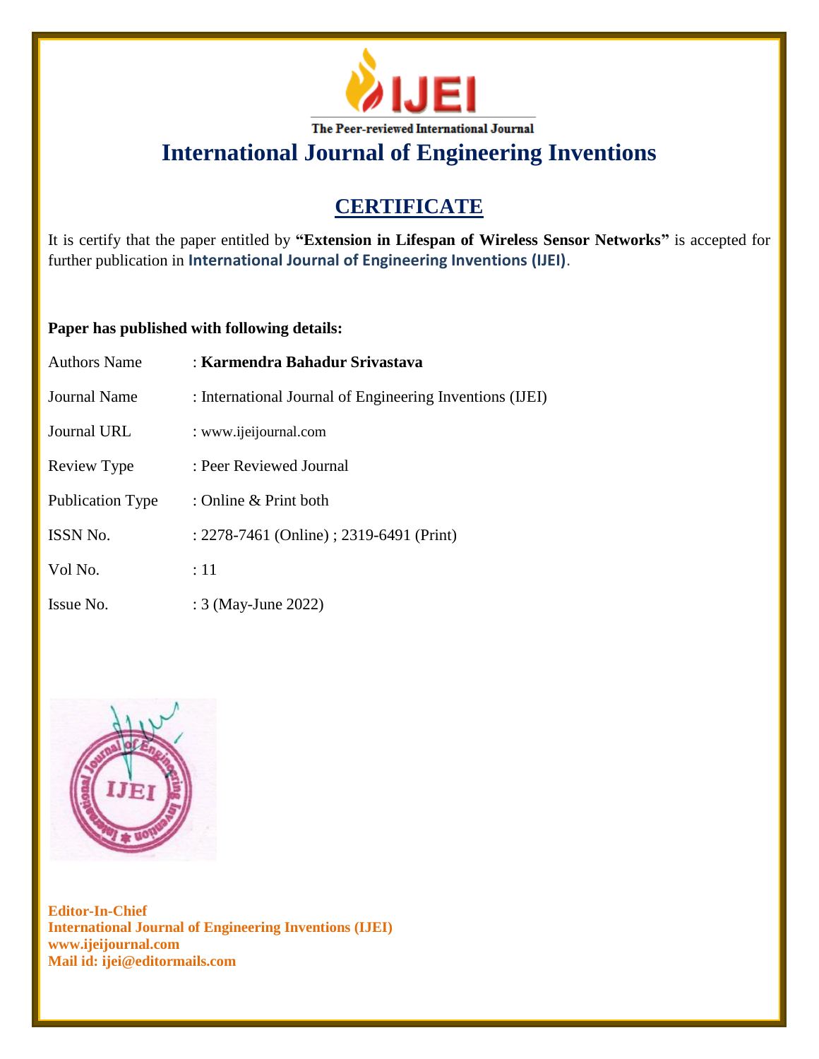IJEI

The Peer-reviewed International Journal

# International Journal of Engineering Inventions

## CERTIFICATE

It is certify that the paper entitled by **"Extension in Lifespan of Wireless Sensor Networks"** is accepted for further publication in **International Journal of Engineering Inventions (IJEI)**.

**Paper has published with following details:**

| | |
|---|---|
| Authors Name | : **Karmendra Bahadur Srivastava** |
| Journal Name | : International Journal of Engineering Inventions (IJEI) |
| Journal URL | : www.ijeijournal.com |
| Review Type | : Peer Reviewed Journal |
| Publication Type | : Online & Print both |
| ISSN No. | : 2278-7461 (Online) ; 2319-6491 (Print) |
| Vol No. | : 11 |
| Issue No. | : 3 (May-June 2022) |

**Editor-In-Chief**
**International Journal of Engineering Inventions (IJEI)**
**www.ijeijournal.com**
**Mail id: ijei@editormails.com**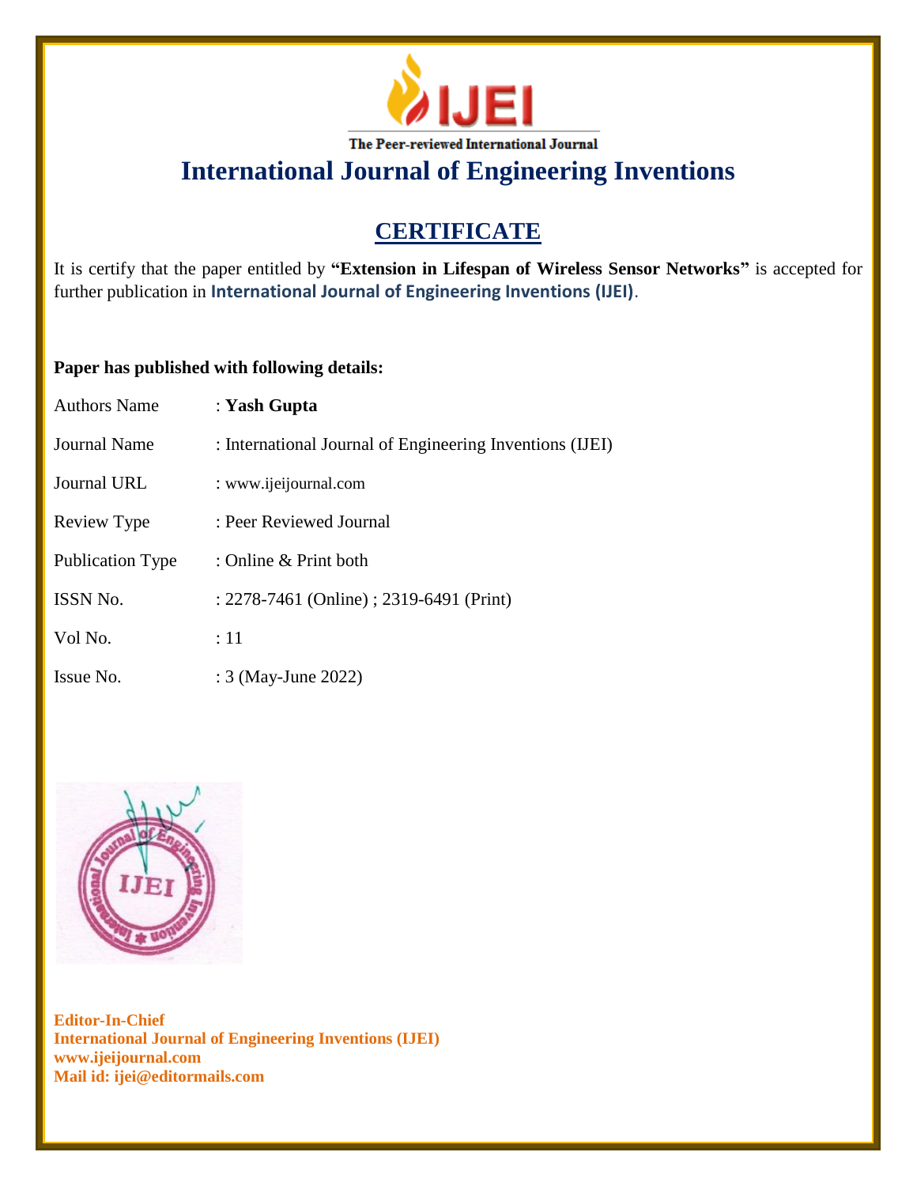The Peer-reviewed International Journal

# International Journal of Engineering Inventions

## CERTIFICATE

It is certify that the paper entitled by **"Extension in Lifespan of Wireless Sensor Networks"** is accepted for further publication in **International Journal of Engineering Inventions (IJEI)**.

**Paper has published with following details:**

| | |
|---|---|
| Authors Name | : **Yash Gupta** |
| Journal Name | : International Journal of Engineering Inventions (IJEI) |
| Journal URL | : www.ijeijournal.com |
| Review Type | : Peer Reviewed Journal |
| Publication Type | : Online & Print both |
| ISSN No. | : 2278-7461 (Online) ; 2319-6491 (Print) |
| Vol No. | : 11 |
| Issue No. | : 3 (May-June 2022) |

**Editor-In-Chief**
**International Journal of Engineering Inventions (IJEI)**
**www.ijeijournal.com**
**Mail id: ijei@editormails.com**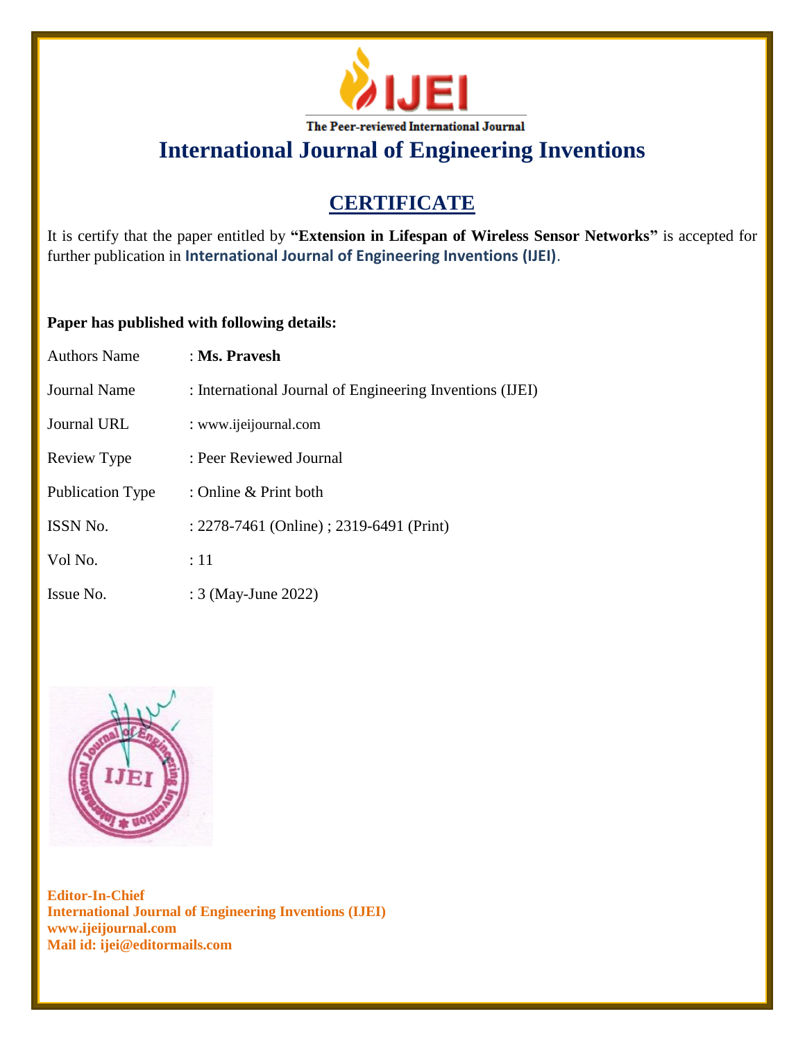The Peer-reviewed International Journal

# International Journal of Engineering Inventions

## CERTIFICATE

It is certify that the paper entitled by **"Extension in Lifespan of Wireless Sensor Networks"** is accepted for further publication in **International Journal of Engineering Inventions (IJEI)**.

**Paper has published with following details:**

| | |
|---|---|
| Authors Name | : **Ms. Pravesh** |
| Journal Name | : International Journal of Engineering Inventions (IJEI) |
| Journal URL | : www.ijeijournal.com |
| Review Type | : Peer Reviewed Journal |
| Publication Type | : Online & Print both |
| ISSN No. | : 2278-7461 (Online) ; 2319-6491 (Print) |
| Vol No. | : 11 |
| Issue No. | : 3 (May-June 2022) |

**Editor-In-Chief**
**International Journal of Engineering Inventions (IJEI)**
**www.ijeijournal.com**
**Mail id: ijei@editormails.com**